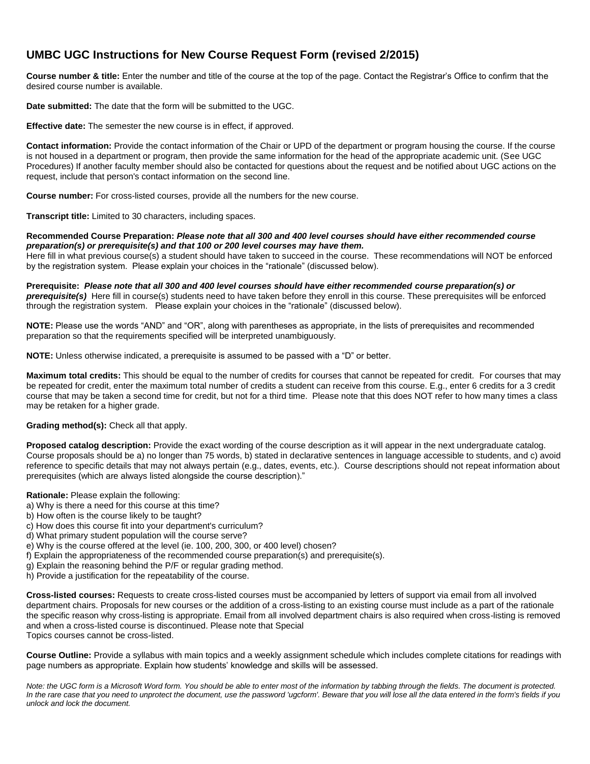# UMBC UGC Instructions for New Course Request Form (revised 2/2015)

**Course number & title:** Enter the number and title of the course at the top of the page. Contact the Registrar's Office to confirm that the desired course number is available.

**Date submitted:** The date that the form will be submitted to the UGC.

**Effective date:** The semester the new course is in effect, if approved.

**Contact information:** Provide the contact information of the Chair or UPD of the department or program housing the course. If the course is not housed in a department or program, then provide the same information for the head of the appropriate academic unit. (See UGC Procedures) If another faculty member should also be contacted for questions about the request and be notified about UGC actions on the request, include that person's contact information on the second line.

**Course number:** For cross-listed courses, provide all the numbers for the new course.

**Transcript title:** Limited to 30 characters, including spaces.

**Recommended Course Preparation:** ***Please note that all 300 and 400 level courses should have either recommended course preparation(s) or prerequisite(s) and that 100 or 200 level courses may have them.***
Here fill in what previous course(s) a student should have taken to succeed in the course. These recommendations will NOT be enforced by the registration system. Please explain your choices in the "rationale" (discussed below).

**Prerequisite:** ***Please note that all 300 and 400 level courses should have either recommended course preparation(s) or prerequisite(s)*** Here fill in course(s) students need to have taken before they enroll in this course. These prerequisites will be enforced through the registration system. Please explain your choices in the "rationale" (discussed below).

**NOTE:** Please use the words "AND" and "OR", along with parentheses as appropriate, in the lists of prerequisites and recommended preparation so that the requirements specified will be interpreted unambiguously.

**NOTE:** Unless otherwise indicated, a prerequisite is assumed to be passed with a "D" or better.

**Maximum total credits:** This should be equal to the number of credits for courses that cannot be repeated for credit. For courses that may be repeated for credit, enter the maximum total number of credits a student can receive from this course. E.g., enter 6 credits for a 3 credit course that may be taken a second time for credit, but not for a third time. Please note that this does NOT refer to how many times a class may be retaken for a higher grade.

**Grading method(s):** Check all that apply.

**Proposed catalog description:** Provide the exact wording of the course description as it will appear in the next undergraduate catalog. Course proposals should be a) no longer than 75 words, b) stated in declarative sentences in language accessible to students, and c) avoid reference to specific details that may not always pertain (e.g., dates, events, etc.). Course descriptions should not repeat information about prerequisites (which are always listed alongside the course description)."

**Rationale:** Please explain the following:
a) Why is there a need for this course at this time?
b) How often is the course likely to be taught?
c) How does this course fit into your department's curriculum?
d) What primary student population will the course serve?
e) Why is the course offered at the level (ie. 100, 200, 300, or 400 level) chosen?
f) Explain the appropriateness of the recommended course preparation(s) and prerequisite(s).
g) Explain the reasoning behind the P/F or regular grading method.
h) Provide a justification for the repeatability of the course.

**Cross-listed courses:** Requests to create cross-listed courses must be accompanied by letters of support via email from all involved department chairs. Proposals for new courses or the addition of a cross-listing to an existing course must include as a part of the rationale the specific reason why cross-listing is appropriate. Email from all involved department chairs is also required when cross-listing is removed and when a cross-listed course is discontinued. Please note that Special Topics courses cannot be cross-listed.

**Course Outline:** Provide a syllabus with main topics and a weekly assignment schedule which includes complete citations for readings with page numbers as appropriate. Explain how students' knowledge and skills will be assessed.

*Note: the UGC form is a Microsoft Word form. You should be able to enter most of the information by tabbing through the fields. The document is protected. In the rare case that you need to unprotect the document, use the password 'ugcform'. Beware that you will lose all the data entered in the form's fields if you unlock and lock the document.*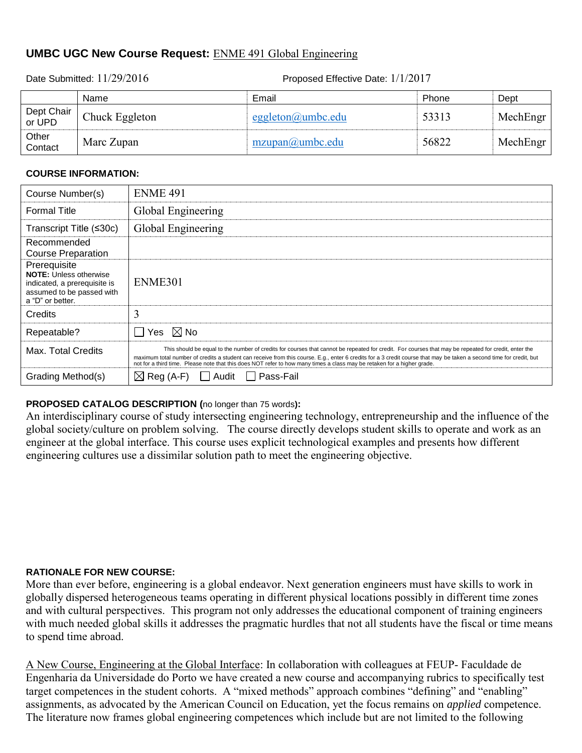## UMBC UGC New Course Request: ENME 491 Global Engineering

Date Submitted: 11/29/2016 | Proposed Effective Date: 1/1/2017

| | Name | Email | Phone | Dept |
|---|---|---|---|---|
| Dept Chair or UPD | Chuck Eggleton | eggleton@umbc.edu | 53313 | MechEngr |
| Other Contact | Marc Zupan | mzupan@umbc.edu | 56822 | MechEngr |

### COURSE INFORMATION:

| | |
|---|---|
| Course Number(s) | ENME 491 |
| Formal Title | Global Engineering |
| Transcript Title (≤30c) | Global Engineering |
| Recommended Course Preparation | |
| Prerequisite **NOTE:** Unless otherwise indicated, a prerequisite is assumed to be passed with a "D" or better. | ENME301 |
| Credits | 3 |
| Repeatable? | ☐ Yes ☒ No |
| Max. Total Credits | This should be equal to the number of credits for courses that cannot be repeated for credit. For courses that may be repeated for credit, enter the maximum total number of credits a student can receive from this course. E.g., enter 6 credits for a 3 credit course that may be taken a second time for credit, but not for a third time. Please note that this does NOT refer to how many times a class may be retaken for a higher grade. |
| Grading Method(s) | ☒ Reg (A-F) ☐ Audit ☐ Pass-Fail |

**PROPOSED CATALOG DESCRIPTION (**no longer than 75 words**):**
An interdisciplinary course of study intersecting engineering technology, entrepreneurship and the influence of the global society/culture on problem solving. The course directly develops student skills to operate and work as an engineer at the global interface. This course uses explicit technological examples and presents how different engineering cultures use a dissimilar solution path to meet the engineering objective.

**RATIONALE FOR NEW COURSE:**
More than ever before, engineering is a global endeavor. Next generation engineers must have skills to work in globally dispersed heterogeneous teams operating in different physical locations possibly in different time zones and with cultural perspectives. This program not only addresses the educational component of training engineers with much needed global skills it addresses the pragmatic hurdles that not all students have the fiscal or time means to spend time abroad.

A New Course, Engineering at the Global Interface: In collaboration with colleagues at FEUP- Faculdade de Engenharia da Universidade do Porto we have created a new course and accompanying rubrics to specifically test target competences in the student cohorts. A "mixed methods" approach combines "defining" and "enabling" assignments, as advocated by the American Council on Education, yet the focus remains on *applied* competence. The literature now frames global engineering competences which include but are not limited to the following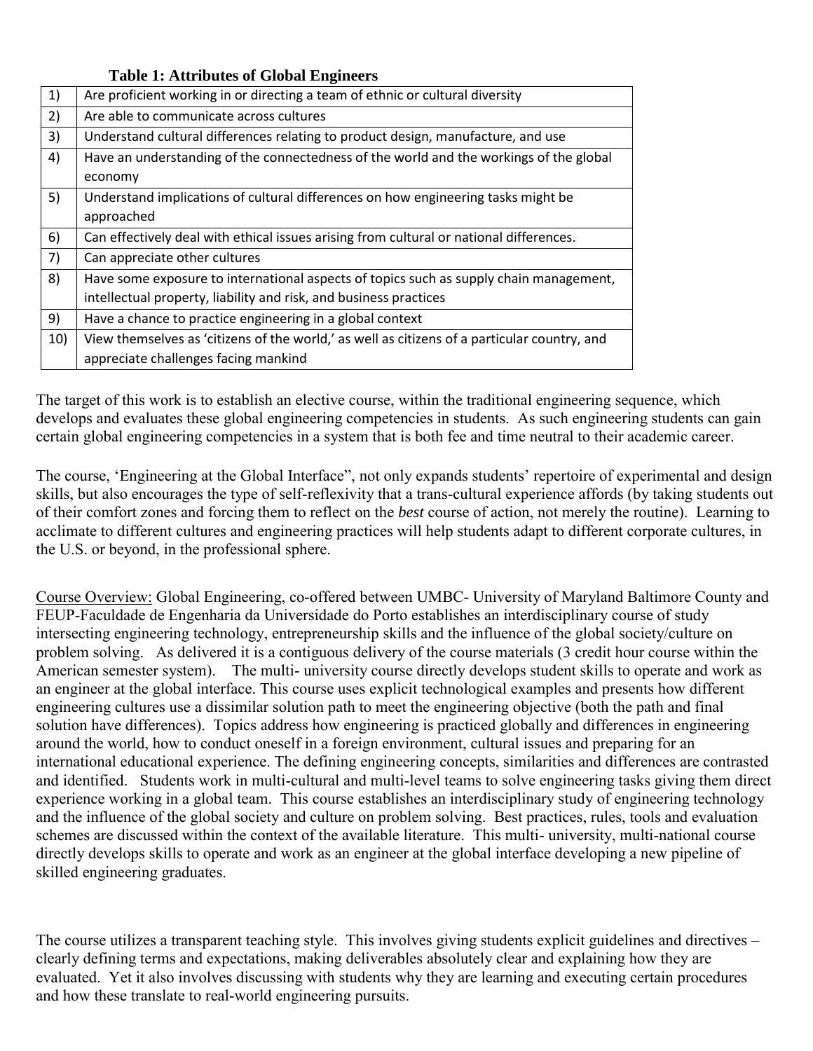**Table 1: Attributes of Global Engineers**

| | |
|---|---|
| 1) | Are proficient working in or directing a team of ethnic or cultural diversity |
| 2) | Are able to communicate across cultures |
| 3) | Understand cultural differences relating to product design, manufacture, and use |
| 4) | Have an understanding of the connectedness of the world and the workings of the global economy |
| 5) | Understand implications of cultural differences on how engineering tasks might be approached |
| 6) | Can effectively deal with ethical issues arising from cultural or national differences. |
| 7) | Can appreciate other cultures |
| 8) | Have some exposure to international aspects of topics such as supply chain management, intellectual property, liability and risk, and business practices |
| 9) | Have a chance to practice engineering in a global context |
| 10) | View themselves as 'citizens of the world,' as well as citizens of a particular country, and appreciate challenges facing mankind |

The target of this work is to establish an elective course, within the traditional engineering sequence, which develops and evaluates these global engineering competencies in students. As such engineering students can gain certain global engineering competencies in a system that is both fee and time neutral to their academic career.

The course, 'Engineering at the Global Interface", not only expands students' repertoire of experimental and design skills, but also encourages the type of self-reflexivity that a trans-cultural experience affords (by taking students out of their comfort zones and forcing them to reflect on the *best* course of action, not merely the routine). Learning to acclimate to different cultures and engineering practices will help students adapt to different corporate cultures, in the U.S. or beyond, in the professional sphere.

Course Overview: Global Engineering, co-offered between UMBC- University of Maryland Baltimore County and FEUP-Faculdade de Engenharia da Universidade do Porto establishes an interdisciplinary course of study intersecting engineering technology, entrepreneurship skills and the influence of the global society/culture on problem solving. As delivered it is a contiguous delivery of the course materials (3 credit hour course within the American semester system). The multi- university course directly develops student skills to operate and work as an engineer at the global interface. This course uses explicit technological examples and presents how different engineering cultures use a dissimilar solution path to meet the engineering objective (both the path and final solution have differences). Topics address how engineering is practiced globally and differences in engineering around the world, how to conduct oneself in a foreign environment, cultural issues and preparing for an international educational experience. The defining engineering concepts, similarities and differences are contrasted and identified. Students work in multi-cultural and multi-level teams to solve engineering tasks giving them direct experience working in a global team. This course establishes an interdisciplinary study of engineering technology and the influence of the global society and culture on problem solving. Best practices, rules, tools and evaluation schemes are discussed within the context of the available literature. This multi- university, multi-national course directly develops skills to operate and work as an engineer at the global interface developing a new pipeline of skilled engineering graduates.

The course utilizes a transparent teaching style. This involves giving students explicit guidelines and directives – clearly defining terms and expectations, making deliverables absolutely clear and explaining how they are evaluated. Yet it also involves discussing with students why they are learning and executing certain procedures and how these translate to real-world engineering pursuits.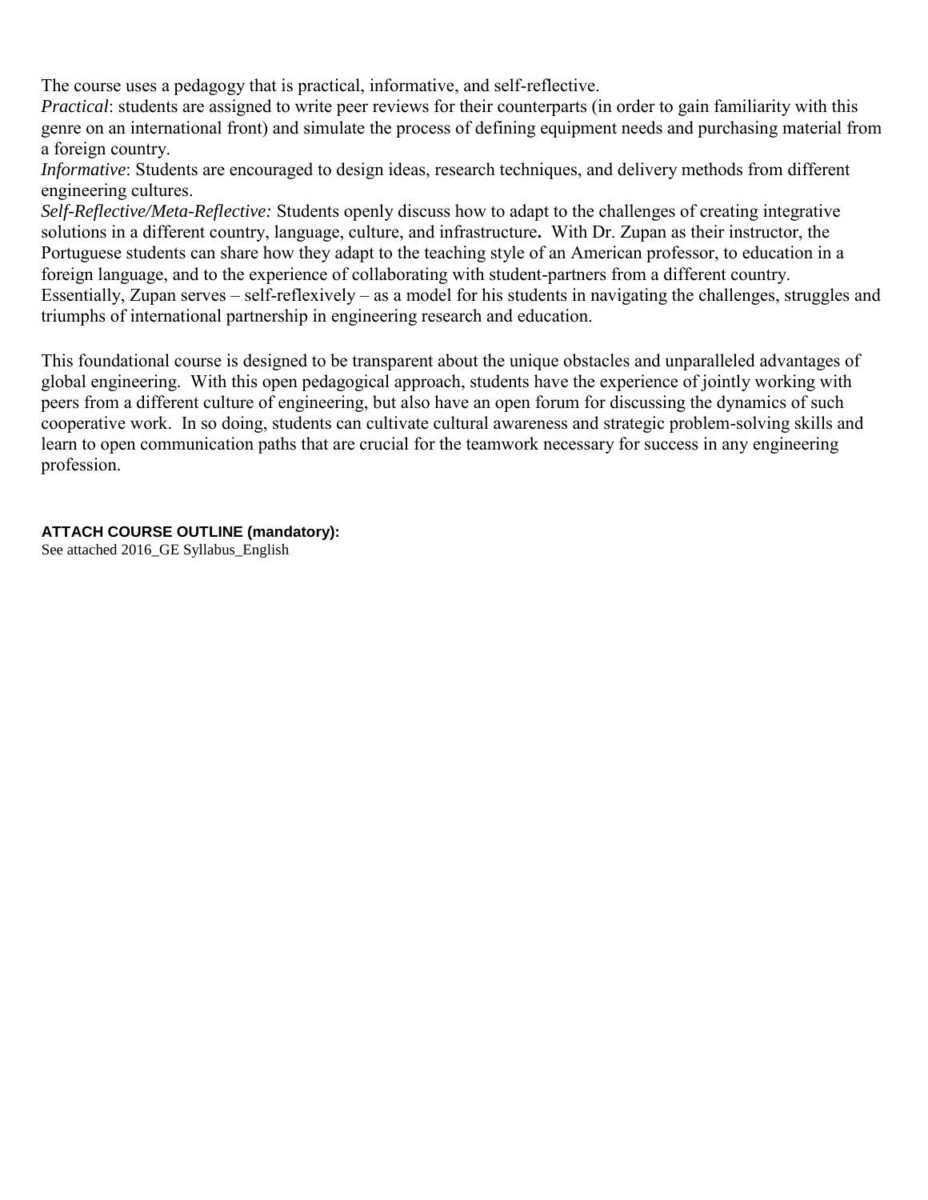The course uses a pedagogy that is practical, informative, and self-reflective.

*Practical*: students are assigned to write peer reviews for their counterparts (in order to gain familiarity with this genre on an international front) and simulate the process of defining equipment needs and purchasing material from a foreign country.

*Informative*: Students are encouraged to design ideas, research techniques, and delivery methods from different engineering cultures.

*Self-Reflective/Meta-Reflective:* Students openly discuss how to adapt to the challenges of creating integrative solutions in a different country, language, culture, and infrastructure**.** With Dr. Zupan as their instructor, the Portuguese students can share how they adapt to the teaching style of an American professor, to education in a foreign language, and to the experience of collaborating with student-partners from a different country. Essentially, Zupan serves – self-reflexively – as a model for his students in navigating the challenges, struggles and triumphs of international partnership in engineering research and education.

This foundational course is designed to be transparent about the unique obstacles and unparalleled advantages of global engineering. With this open pedagogical approach, students have the experience of jointly working with peers from a different culture of engineering, but also have an open forum for discussing the dynamics of such cooperative work. In so doing, students can cultivate cultural awareness and strategic problem-solving skills and learn to open communication paths that are crucial for the teamwork necessary for success in any engineering profession.

**ATTACH COURSE OUTLINE (mandatory):**

See attached 2016_GE Syllabus_English